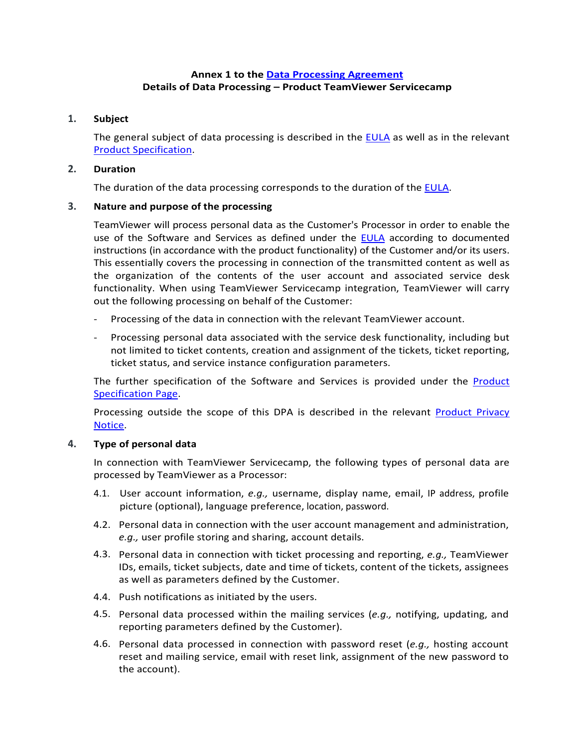**Annex 1 to the Data Processing Agreement**
**Details of Data Processing – Product TeamViewer Servicecamp**

## 1. Subject

The general subject of data processing is described in the EULA as well as in the relevant Product Specification.

## 2. Duration

The duration of the data processing corresponds to the duration of the EULA.

## 3. Nature and purpose of the processing

TeamViewer will process personal data as the Customer's Processor in order to enable the use of the Software and Services as defined under the EULA according to documented instructions (in accordance with the product functionality) of the Customer and/or its users. This essentially covers the processing in connection of the transmitted content as well as the organization of the contents of the user account and associated service desk functionality. When using TeamViewer Servicecamp integration, TeamViewer will carry out the following processing on behalf of the Customer:

- Processing of the data in connection with the relevant TeamViewer account.
- Processing personal data associated with the service desk functionality, including but not limited to ticket contents, creation and assignment of the tickets, ticket reporting, ticket status, and service instance configuration parameters.

The further specification of the Software and Services is provided under the Product Specification Page.

Processing outside the scope of this DPA is described in the relevant Product Privacy Notice.

## 4. Type of personal data

In connection with TeamViewer Servicecamp, the following types of personal data are processed by TeamViewer as a Processor:

4.1. User account information, *e.g.,* username, display name, email, IP address, profile picture (optional), language preference, location, password.

4.2. Personal data in connection with the user account management and administration, *e.g.,* user profile storing and sharing, account details.

4.3. Personal data in connection with ticket processing and reporting, *e.g.,* TeamViewer IDs, emails, ticket subjects, date and time of tickets, content of the tickets, assignees as well as parameters defined by the Customer.

4.4. Push notifications as initiated by the users.

4.5. Personal data processed within the mailing services (*e.g.,* notifying, updating, and reporting parameters defined by the Customer).

4.6. Personal data processed in connection with password reset (*e.g.,* hosting account reset and mailing service, email with reset link, assignment of the new password to the account).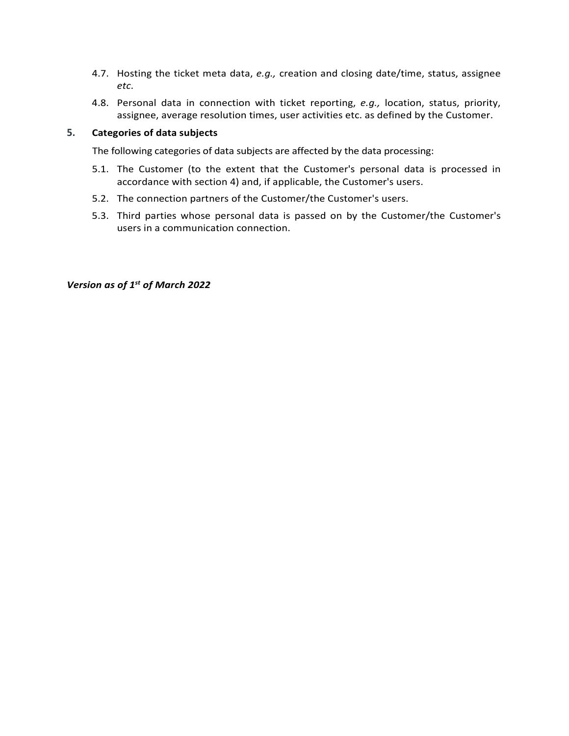4.7. Hosting the ticket meta data, *e.g.,* creation and closing date/time, status, assignee *etc*.

4.8. Personal data in connection with ticket reporting, *e.g.,* location, status, priority, assignee, average resolution times, user activities etc. as defined by the Customer.

## 5. Categories of data subjects

The following categories of data subjects are affected by the data processing:

5.1. The Customer (to the extent that the Customer's personal data is processed in accordance with section 4) and, if applicable, the Customer's users.

5.2. The connection partners of the Customer/the Customer's users.

5.3. Third parties whose personal data is passed on by the Customer/the Customer's users in a communication connection.

***Version as of 1st of March 2022***